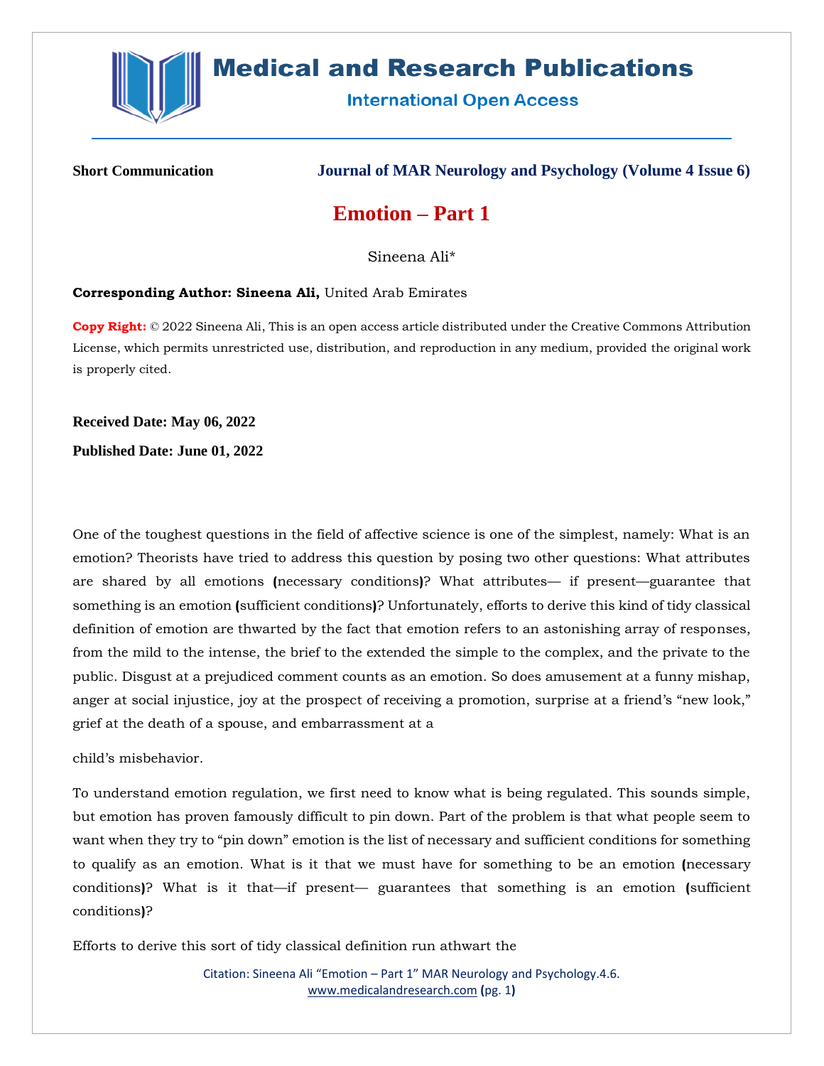Short Communication

Journal of MAR Neurology and Psychology (Volume 4 Issue 6)

# Emotion – Part 1

Sineena Ali*

**Corresponding Author: Sineena Ali,** United Arab Emirates

**Copy Right:** © 2022 Sineena Ali, This is an open access article distributed under the Creative Commons Attribution License, which permits unrestricted use, distribution, and reproduction in any medium, provided the original work is properly cited.

**Received Date: May 06, 2022**

**Published Date: June 01, 2022**

One of the toughest questions in the field of affective science is one of the simplest, namely: What is an emotion? Theorists have tried to address this question by posing two other questions: What attributes are shared by all emotions (necessary conditions)? What attributes— if present—guarantee that something is an emotion (sufficient conditions)? Unfortunately, efforts to derive this kind of tidy classical definition of emotion are thwarted by the fact that emotion refers to an astonishing array of responses, from the mild to the intense, the brief to the extended the simple to the complex, and the private to the public. Disgust at a prejudiced comment counts as an emotion. So does amusement at a funny mishap, anger at social injustice, joy at the prospect of receiving a promotion, surprise at a friend's "new look," grief at the death of a spouse, and embarrassment at a child's misbehavior.

To understand emotion regulation, we first need to know what is being regulated. This sounds simple, but emotion has proven famously difficult to pin down. Part of the problem is that what people seem to want when they try to "pin down" emotion is the list of necessary and sufficient conditions for something to qualify as an emotion. What is it that we must have for something to be an emotion (necessary conditions)? What is it that—if present— guarantees that something is an emotion (sufficient conditions)?

Efforts to derive this sort of tidy classical definition run athwart the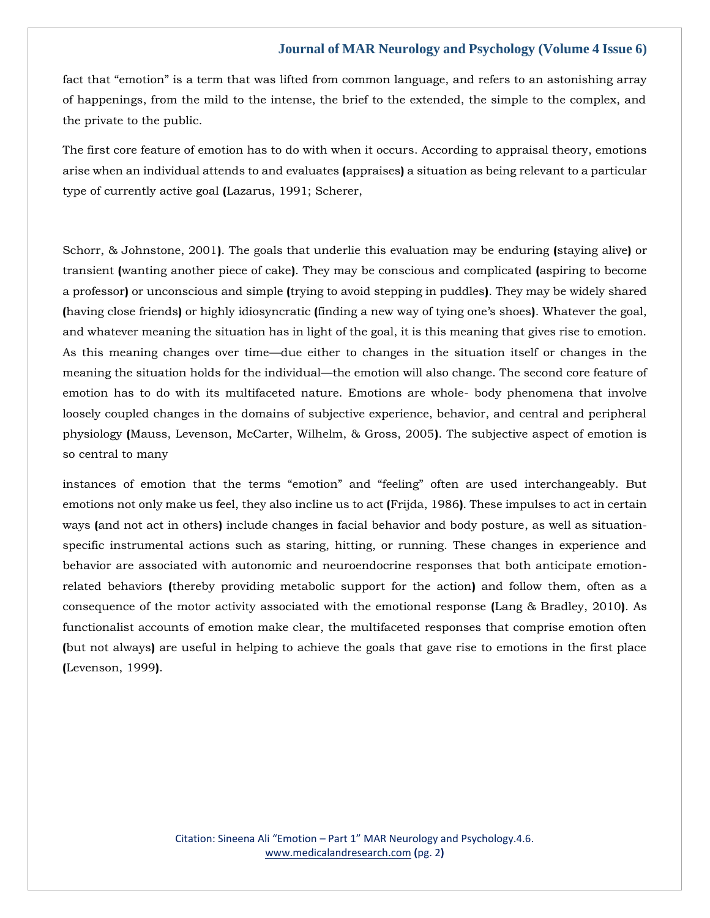fact that “emotion” is a term that was lifted from common language, and refers to an astonishing array of happenings, from the mild to the intense, the brief to the extended, the simple to the complex, and the private to the public.

The first core feature of emotion has to do with when it occurs. According to appraisal theory, emotions arise when an individual attends to and evaluates (appraises) a situation as being relevant to a particular type of currently active goal (Lazarus, 1991; Scherer, Schorr, & Johnstone, 2001). The goals that underlie this evaluation may be enduring (staying alive) or transient (wanting another piece of cake). They may be conscious and complicated (aspiring to become a professor) or unconscious and simple (trying to avoid stepping in puddles). They may be widely shared (having close friends) or highly idiosyncratic (finding a new way of tying one’s shoes). Whatever the goal, and whatever meaning the situation has in light of the goal, it is this meaning that gives rise to emotion. As this meaning changes over time—due either to changes in the situation itself or changes in the meaning the situation holds for the individual—the emotion will also change. The second core feature of emotion has to do with its multifaceted nature. Emotions are whole- body phenomena that involve loosely coupled changes in the domains of subjective experience, behavior, and central and peripheral physiology (Mauss, Levenson, McCarter, Wilhelm, & Gross, 2005). The subjective aspect of emotion is so central to many instances of emotion that the terms “emotion” and “feeling” often are used interchangeably. But emotions not only make us feel, they also incline us to act (Frijda, 1986). These impulses to act in certain ways (and not act in others) include changes in facial behavior and body posture, as well as situation-specific instrumental actions such as staring, hitting, or running. These changes in experience and behavior are associated with autonomic and neuroendocrine responses that both anticipate emotion-related behaviors (thereby providing metabolic support for the action) and follow them, often as a consequence of the motor activity associated with the emotional response (Lang & Bradley, 2010). As functionalist accounts of emotion make clear, the multifaceted responses that comprise emotion often (but not always) are useful in helping to achieve the goals that gave rise to emotions in the first place (Levenson, 1999).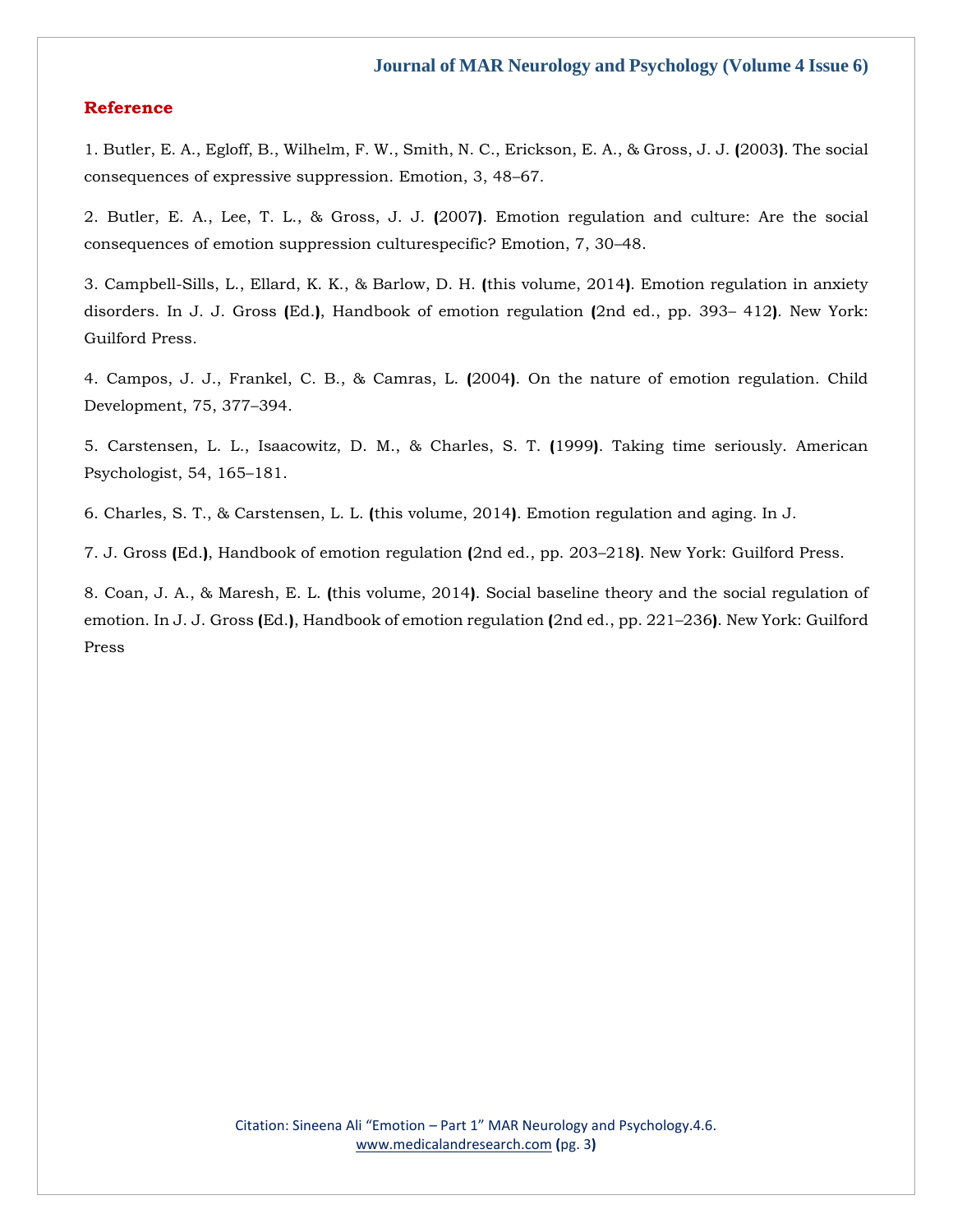## Reference

1. Butler, E. A., Egloff, B., Wilhelm, F. W., Smith, N. C., Erickson, E. A., & Gross, J. J. (2003). The social consequences of expressive suppression. Emotion, 3, 48–67.

2. Butler, E. A., Lee, T. L., & Gross, J. J. (2007). Emotion regulation and culture: Are the social consequences of emotion suppression culturespecific? Emotion, 7, 30–48.

3. Campbell-Sills, L., Ellard, K. K., & Barlow, D. H. (this volume, 2014). Emotion regulation in anxiety disorders. In J. J. Gross (Ed.), Handbook of emotion regulation (2nd ed., pp. 393– 412). New York: Guilford Press.

4. Campos, J. J., Frankel, C. B., & Camras, L. (2004). On the nature of emotion regulation. Child Development, 75, 377–394.

5. Carstensen, L. L., Isaacowitz, D. M., & Charles, S. T. (1999). Taking time seriously. American Psychologist, 54, 165–181.

6. Charles, S. T., & Carstensen, L. L. (this volume, 2014). Emotion regulation and aging. In J.

7. J. Gross (Ed.), Handbook of emotion regulation (2nd ed., pp. 203–218). New York: Guilford Press.

8. Coan, J. A., & Maresh, E. L. (this volume, 2014). Social baseline theory and the social regulation of emotion. In J. J. Gross (Ed.), Handbook of emotion regulation (2nd ed., pp. 221–236). New York: Guilford Press